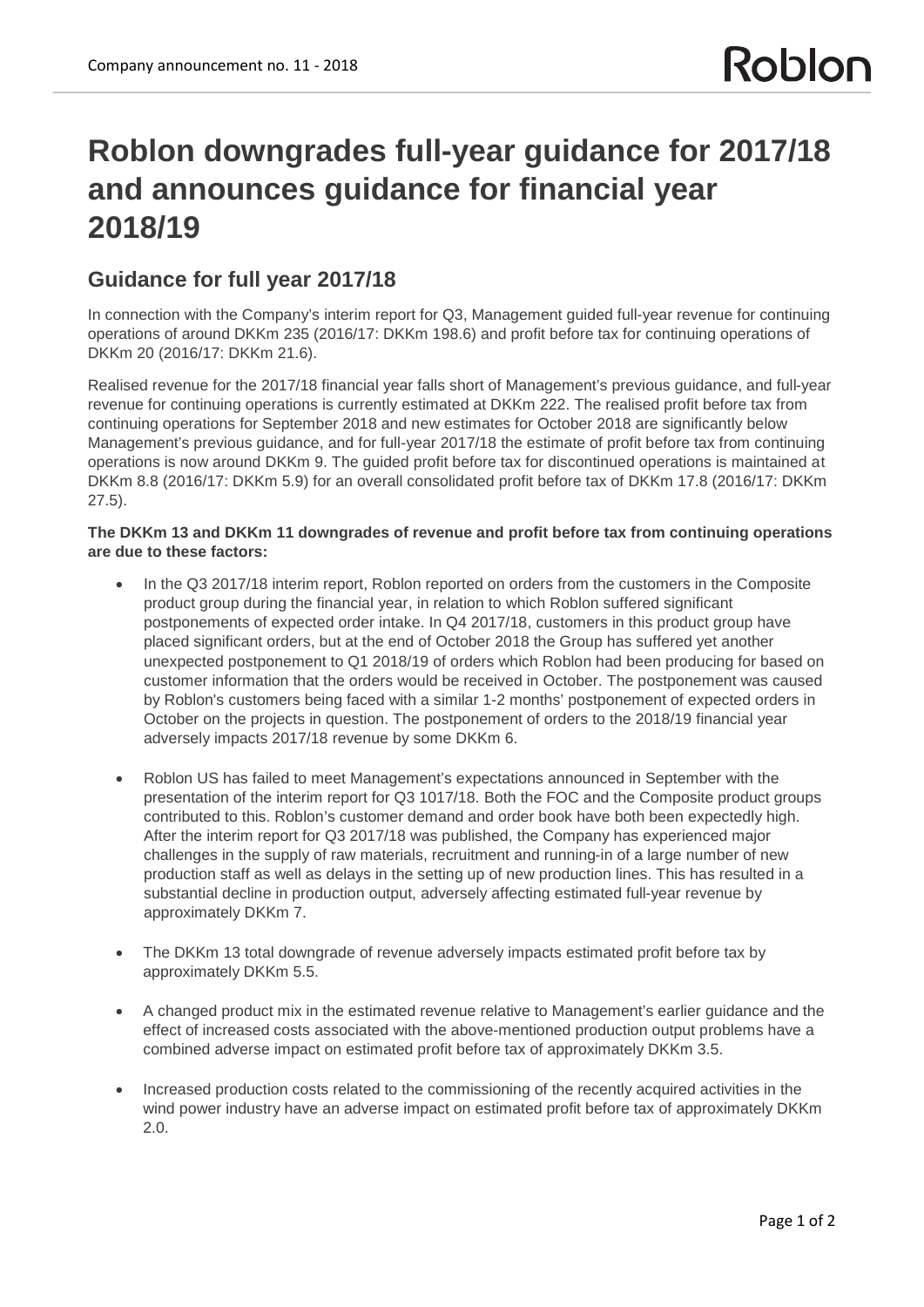Company announcement no. 11 - 2018

# Roblon downgrades full-year guidance for 2017/18 and announces guidance for financial year 2018/19

## Guidance for full year 2017/18

In connection with the Company's interim report for Q3, Management guided full-year revenue for continuing operations of around DKKm 235 (2016/17: DKKm 198.6) and profit before tax for continuing operations of DKKm 20 (2016/17: DKKm 21.6).

Realised revenue for the 2017/18 financial year falls short of Management's previous guidance, and full-year revenue for continuing operations is currently estimated at DKKm 222. The realised profit before tax from continuing operations for September 2018 and new estimates for October 2018 are significantly below Management's previous guidance, and for full-year 2017/18 the estimate of profit before tax from continuing operations is now around DKKm 9. The guided profit before tax for discontinued operations is maintained at DKKm 8.8 (2016/17: DKKm 5.9) for an overall consolidated profit before tax of DKKm 17.8 (2016/17: DKKm 27.5).

**The DKKm 13 and DKKm 11 downgrades of revenue and profit before tax from continuing operations are due to these factors:**

- In the Q3 2017/18 interim report, Roblon reported on orders from the customers in the Composite product group during the financial year, in relation to which Roblon suffered significant postponements of expected order intake. In Q4 2017/18, customers in this product group have placed significant orders, but at the end of October 2018 the Group has suffered yet another unexpected postponement to Q1 2018/19 of orders which Roblon had been producing for based on customer information that the orders would be received in October. The postponement was caused by Roblon's customers being faced with a similar 1-2 months' postponement of expected orders in October on the projects in question. The postponement of orders to the 2018/19 financial year adversely impacts 2017/18 revenue by some DKKm 6.

- Roblon US has failed to meet Management's expectations announced in September with the presentation of the interim report for Q3 1017/18. Both the FOC and the Composite product groups contributed to this. Roblon's customer demand and order book have both been expectedly high. After the interim report for Q3 2017/18 was published, the Company has experienced major challenges in the supply of raw materials, recruitment and running-in of a large number of new production staff as well as delays in the setting up of new production lines. This has resulted in a substantial decline in production output, adversely affecting estimated full-year revenue by approximately DKKm 7.

- The DKKm 13 total downgrade of revenue adversely impacts estimated profit before tax by approximately DKKm 5.5.

- A changed product mix in the estimated revenue relative to Management's earlier guidance and the effect of increased costs associated with the above-mentioned production output problems have a combined adverse impact on estimated profit before tax of approximately DKKm 3.5.

- Increased production costs related to the commissioning of the recently acquired activities in the wind power industry have an adverse impact on estimated profit before tax of approximately DKKm 2.0.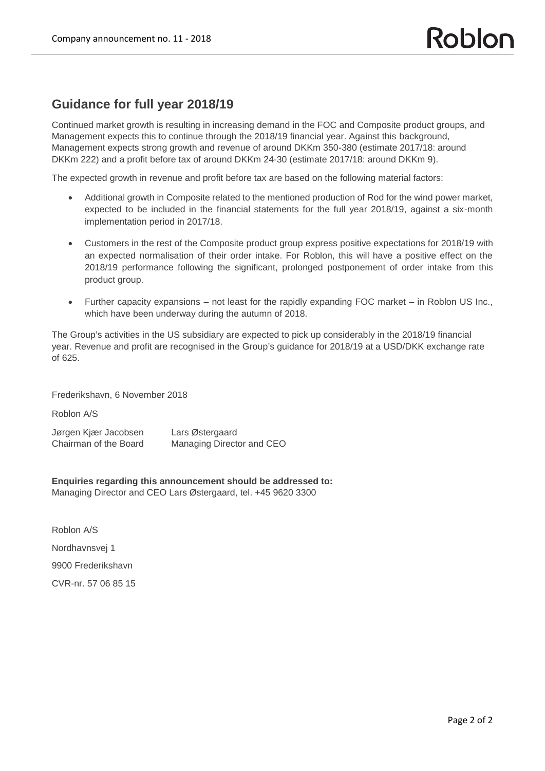## Guidance for full year 2018/19

Continued market growth is resulting in increasing demand in the FOC and Composite product groups, and Management expects this to continue through the 2018/19 financial year. Against this background, Management expects strong growth and revenue of around DKKm 350-380 (estimate 2017/18: around DKKm 222) and a profit before tax of around DKKm 24-30 (estimate 2017/18: around DKKm 9).

The expected growth in revenue and profit before tax are based on the following material factors:

- Additional growth in Composite related to the mentioned production of Rod for the wind power market, expected to be included in the financial statements for the full year 2018/19, against a six-month implementation period in 2017/18.
- Customers in the rest of the Composite product group express positive expectations for 2018/19 with an expected normalisation of their order intake. For Roblon, this will have a positive effect on the 2018/19 performance following the significant, prolonged postponement of order intake from this product group.
- Further capacity expansions – not least for the rapidly expanding FOC market – in Roblon US Inc., which have been underway during the autumn of 2018.

The Group's activities in the US subsidiary are expected to pick up considerably in the 2018/19 financial year. Revenue and profit are recognised in the Group's guidance for 2018/19 at a USD/DKK exchange rate of 625.

Frederikshavn, 6 November 2018

Roblon A/S

Jørgen Kjær Jacobsen
Chairman of the Board

Lars Østergaard
Managing Director and CEO

**Enquiries regarding this announcement should be addressed to:**
Managing Director and CEO Lars Østergaard, tel. +45 9620 3300

Roblon A/S

Nordhavnsvej 1

9900 Frederikshavn

CVR-nr. 57 06 85 15